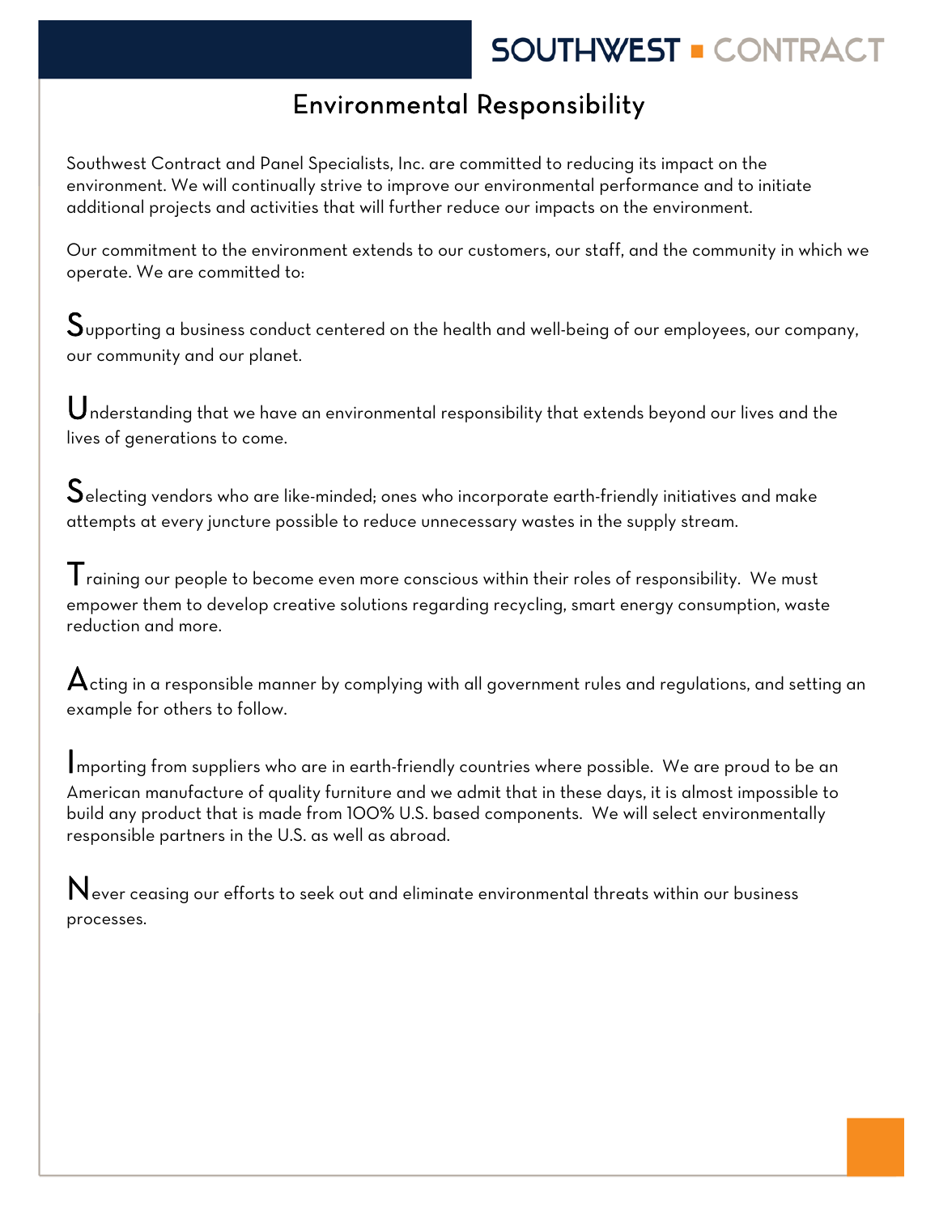SOUTHWEST ■ CONTRACT

# Environmental Responsibility

Southwest Contract and Panel Specialists, Inc. are committed to reducing its impact on the environment. We will continually strive to improve our environmental performance and to initiate additional projects and activities that will further reduce our impacts on the environment.

Our commitment to the environment extends to our customers, our staff, and the community in which we operate. We are committed to:

**S**upporting a business conduct centered on the health and well-being of our employees, our company, our community and our planet.

**U**nderstanding that we have an environmental responsibility that extends beyond our lives and the lives of generations to come.

**S**electing vendors who are like-minded; ones who incorporate earth-friendly initiatives and make attempts at every juncture possible to reduce unnecessary wastes in the supply stream.

**T**raining our people to become even more conscious within their roles of responsibility. We must empower them to develop creative solutions regarding recycling, smart energy consumption, waste reduction and more.

**A**cting in a responsible manner by complying with all government rules and regulations, and setting an example for others to follow.

**I**mporting from suppliers who are in earth-friendly countries where possible. We are proud to be an American manufacture of quality furniture and we admit that in these days, it is almost impossible to build any product that is made from 100% U.S. based components. We will select environmentally responsible partners in the U.S. as well as abroad.

**N**ever ceasing our efforts to seek out and eliminate environmental threats within our business processes.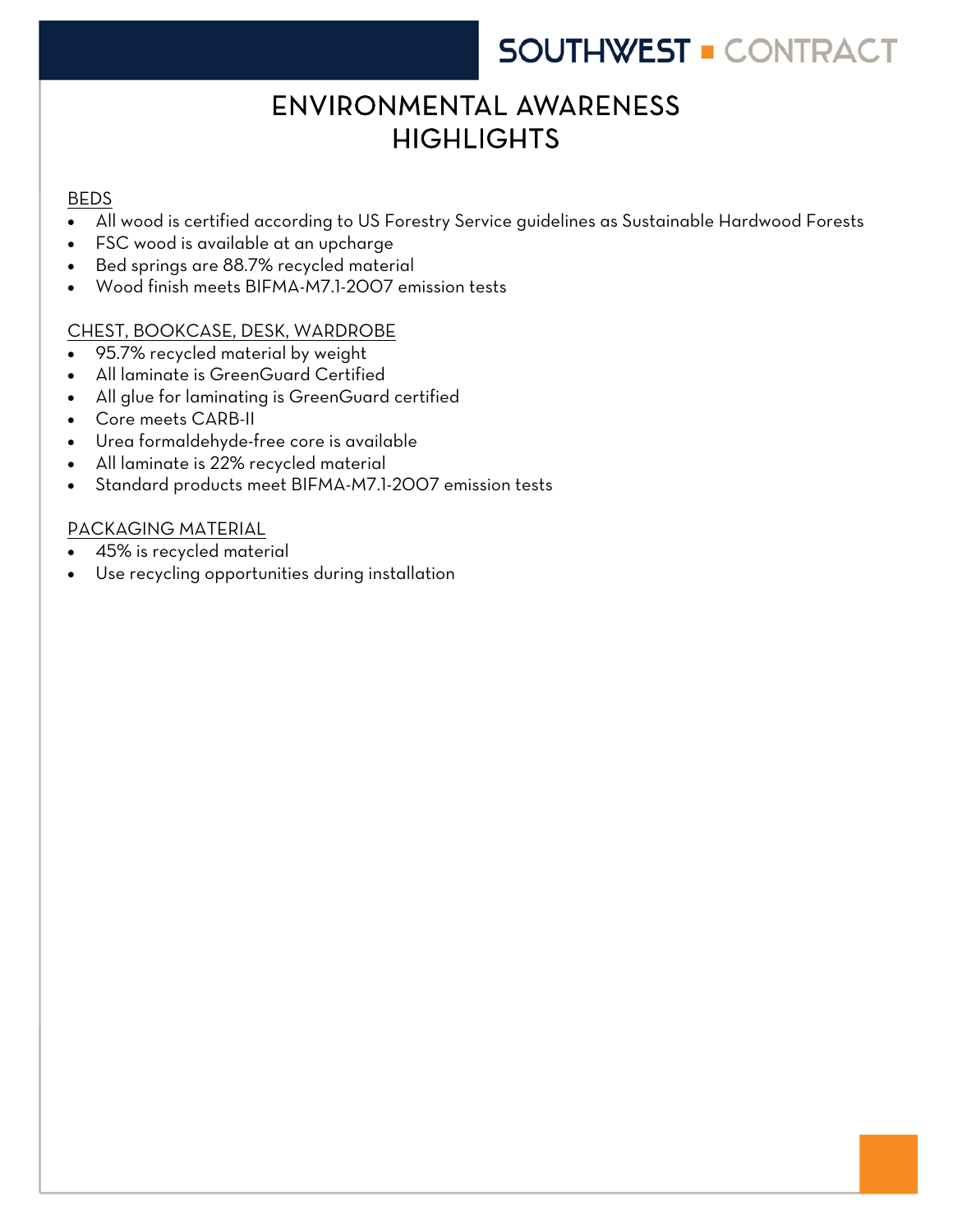# ENVIRONMENTAL AWARENESS HIGHLIGHTS

## BEDS

- All wood is certified according to US Forestry Service guidelines as Sustainable Hardwood Forests
- FSC wood is available at an upcharge
- Bed springs are 88.7% recycled material
- Wood finish meets BIFMA-M7.1-2007 emission tests

## CHEST, BOOKCASE, DESK, WARDROBE

- 95.7% recycled material by weight
- All laminate is GreenGuard Certified
- All glue for laminating is GreenGuard certified
- Core meets CARB-II
- Urea formaldehyde-free core is available
- All laminate is 22% recycled material
- Standard products meet BIFMA-M7.1-2007 emission tests

## PACKAGING MATERIAL

- 45% is recycled material
- Use recycling opportunities during installation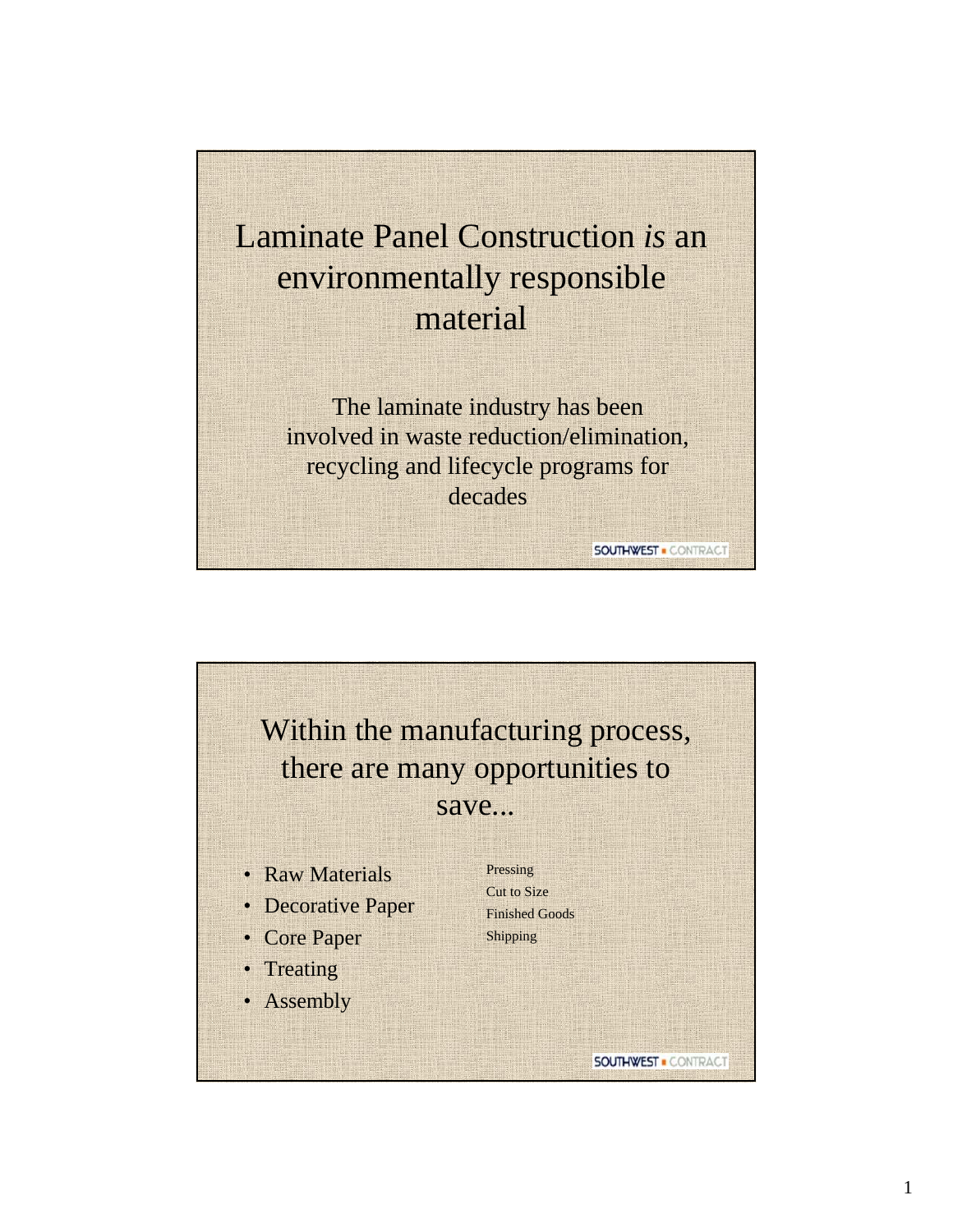# Laminate Panel Construction *is* an environmentally responsible material

The laminate industry has been involved in waste reduction/elimination, recycling and lifecycle programs for decades

SOUTHWEST ▪ CONTRACT

# Within the manufacturing process, there are many opportunities to save...

- Raw Materials
- Decorative Paper
- Core Paper
- Treating
- Assembly

Pressing
Cut to Size
Finished Goods
Shipping

SOUTHWEST ▪ CONTRACT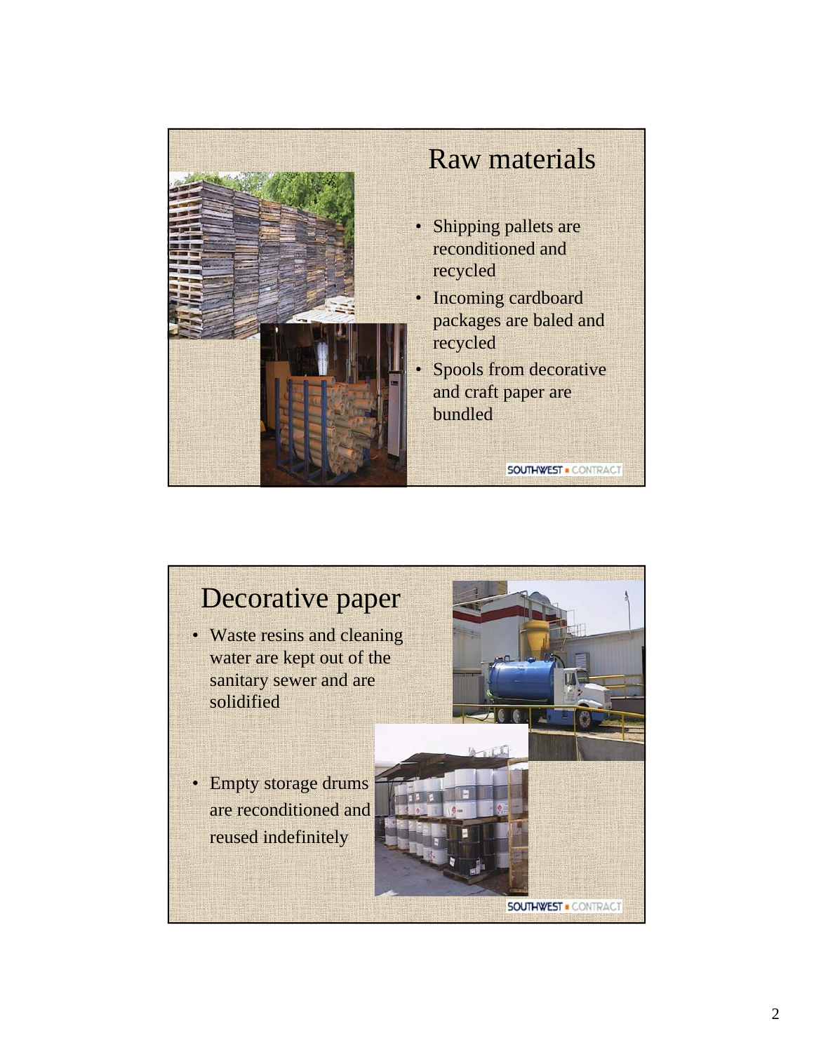## Raw materials

- Shipping pallets are reconditioned and recycled
- Incoming cardboard packages are baled and recycled
- Spools from decorative and craft paper are bundled

SOUTHWEST ▪ CONTRACT

## Decorative paper

- Waste resins and cleaning water are kept out of the sanitary sewer and are solidified
- Empty storage drums are reconditioned and reused indefinitely

SOUTHWEST ▪ CONTRACT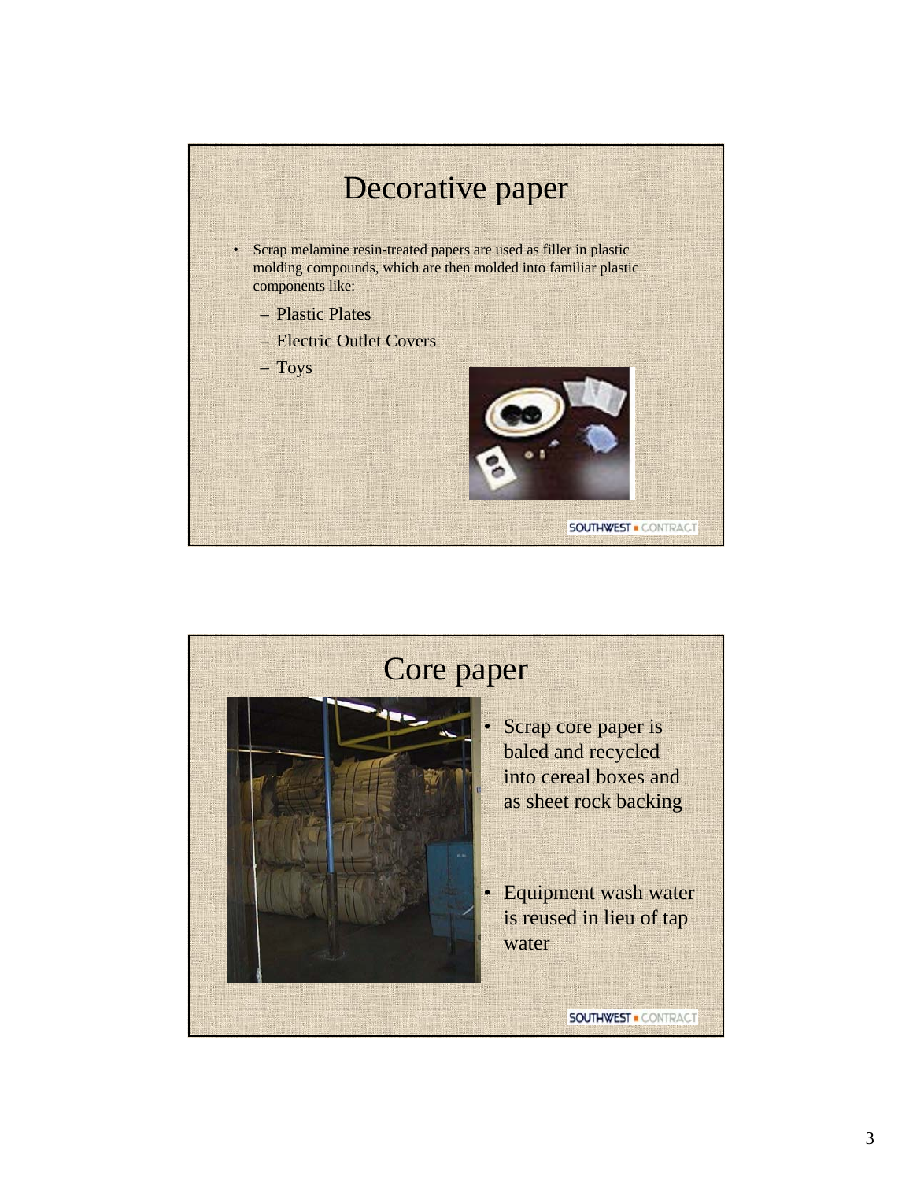## Decorative paper

- Scrap melamine resin-treated papers are used as filler in plastic molding compounds, which are then molded into familiar plastic components like:
  - Plastic Plates
  - Electric Outlet Covers
  - Toys

SOUTHWEST ■ CONTRACT

## Core paper

- Scrap core paper is baled and recycled into cereal boxes and as sheet rock backing
- Equipment wash water is reused in lieu of tap water

SOUTHWEST ■ CONTRACT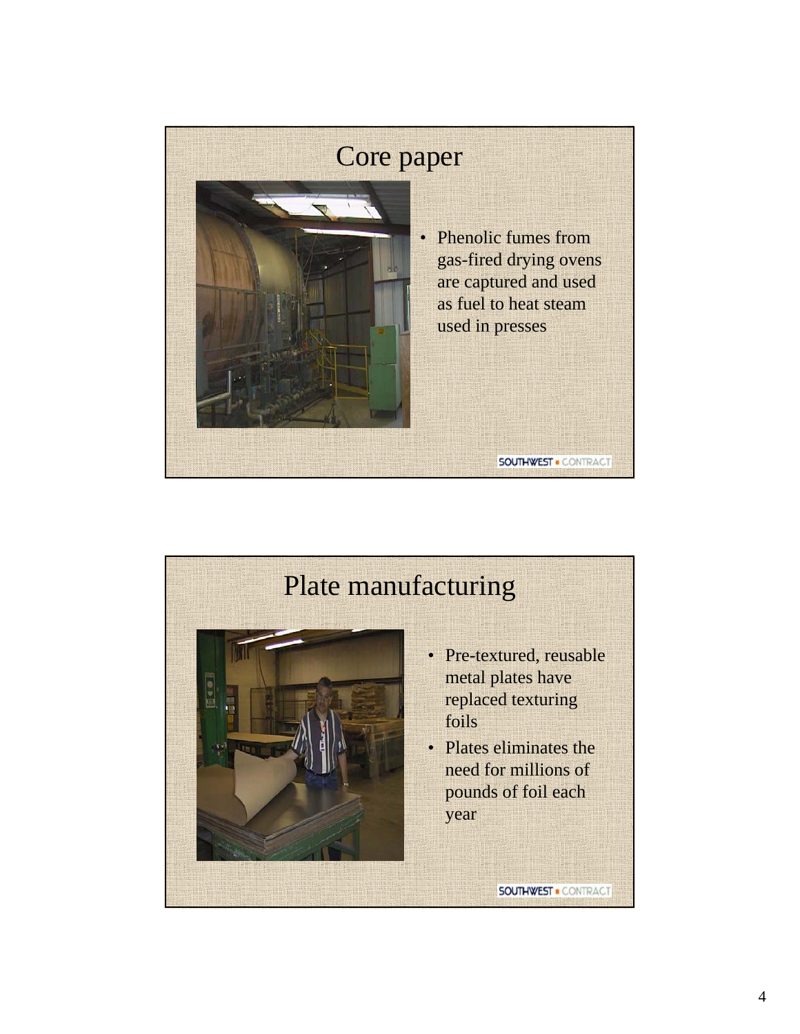## Core paper

- Phenolic fumes from gas-fired drying ovens are captured and used as fuel to heat steam used in presses

SOUTHWEST CONTRACT

## Plate manufacturing

- Pre-textured, reusable metal plates have replaced texturing foils
- Plates eliminates the need for millions of pounds of foil each year

SOUTHWEST CONTRACT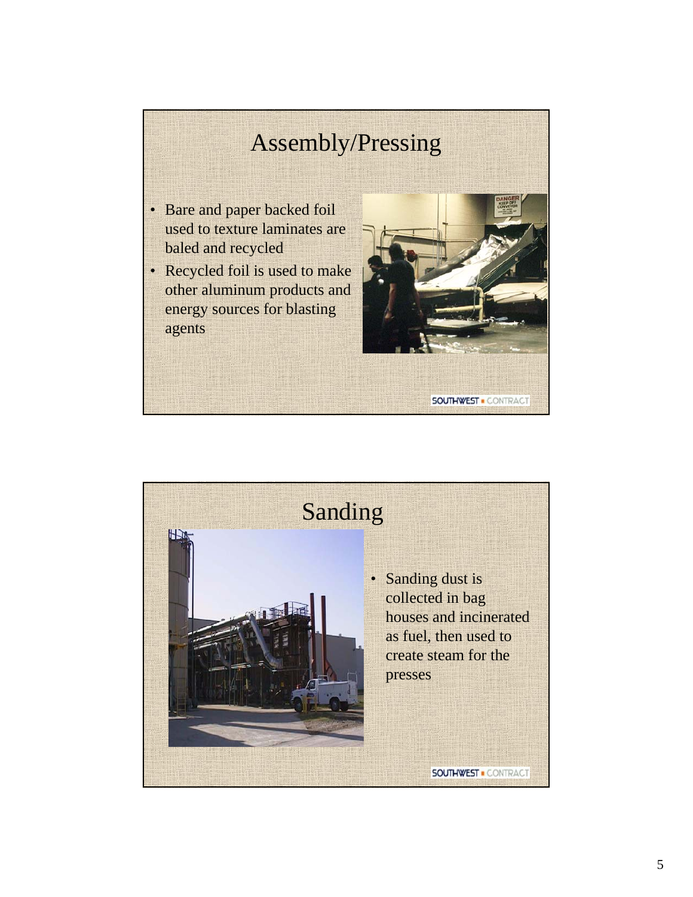## Assembly/Pressing

- Bare and paper backed foil used to texture laminates are baled and recycled
- Recycled foil is used to make other aluminum products and energy sources for blasting agents

SOUTHWEST ▪ CONTRACT

## Sanding

- Sanding dust is collected in bag houses and incinerated as fuel, then used to create steam for the presses

SOUTHWEST ▪ CONTRACT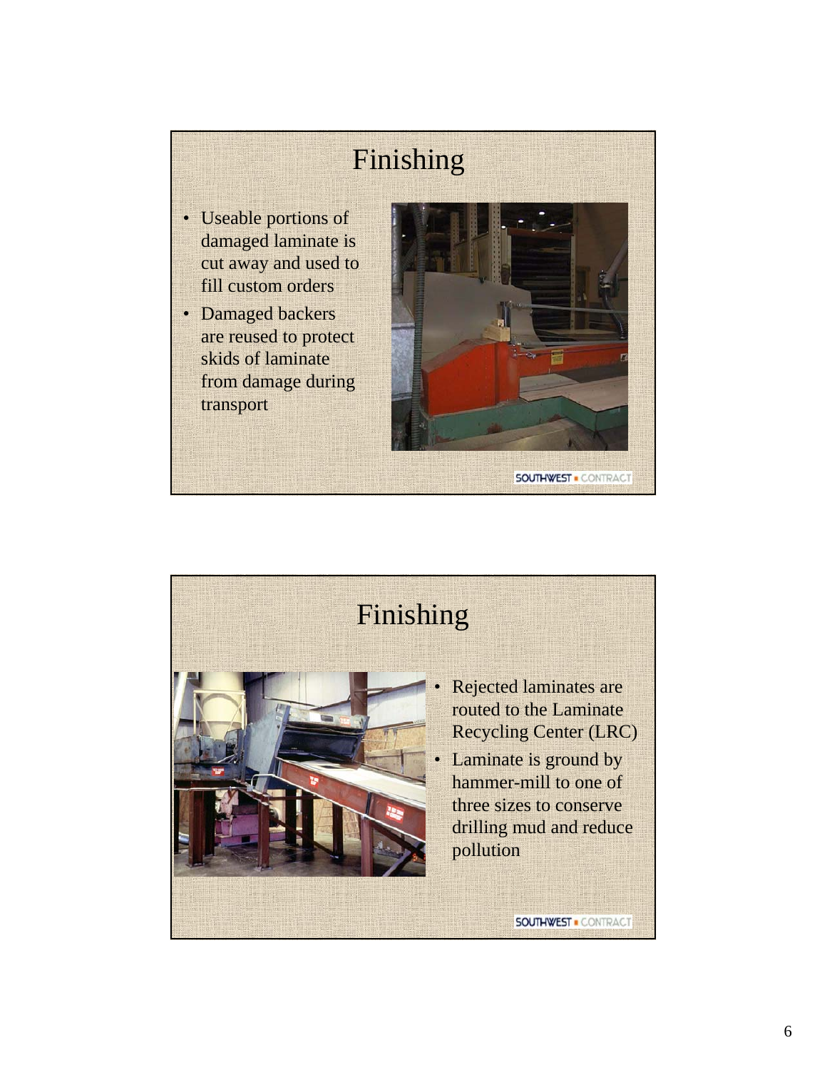# Finishing

- Useable portions of damaged laminate is cut away and used to fill custom orders
- Damaged backers are reused to protect skids of laminate from damage during transport

SOUTHWEST CONTRACT

# Finishing

- Rejected laminates are routed to the Laminate Recycling Center (LRC)
- Laminate is ground by hammer-mill to one of three sizes to conserve drilling mud and reduce pollution

SOUTHWEST CONTRACT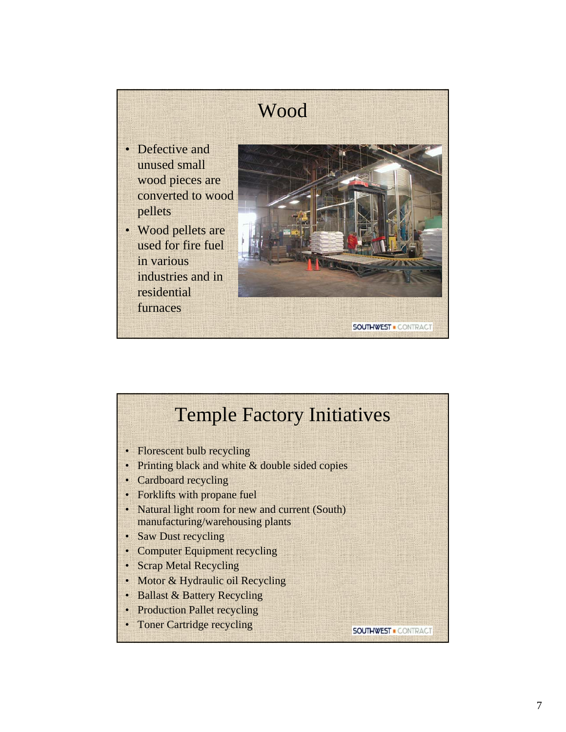## Wood

- Defective and unused small wood pieces are converted to wood pellets
- Wood pellets are used for fire fuel in various industries and in residential furnaces

SOUTHWEST ■ CONTRACT

## Temple Factory Initiatives

- Florescent bulb recycling
- Printing black and white & double sided copies
- Cardboard recycling
- Forklifts with propane fuel
- Natural light room for new and current (South) manufacturing/warehousing plants
- Saw Dust recycling
- Computer Equipment recycling
- Scrap Metal Recycling
- Motor & Hydraulic oil Recycling
- Ballast & Battery Recycling
- Production Pallet recycling
- Toner Cartridge recycling

SOUTHWEST ■ CONTRACT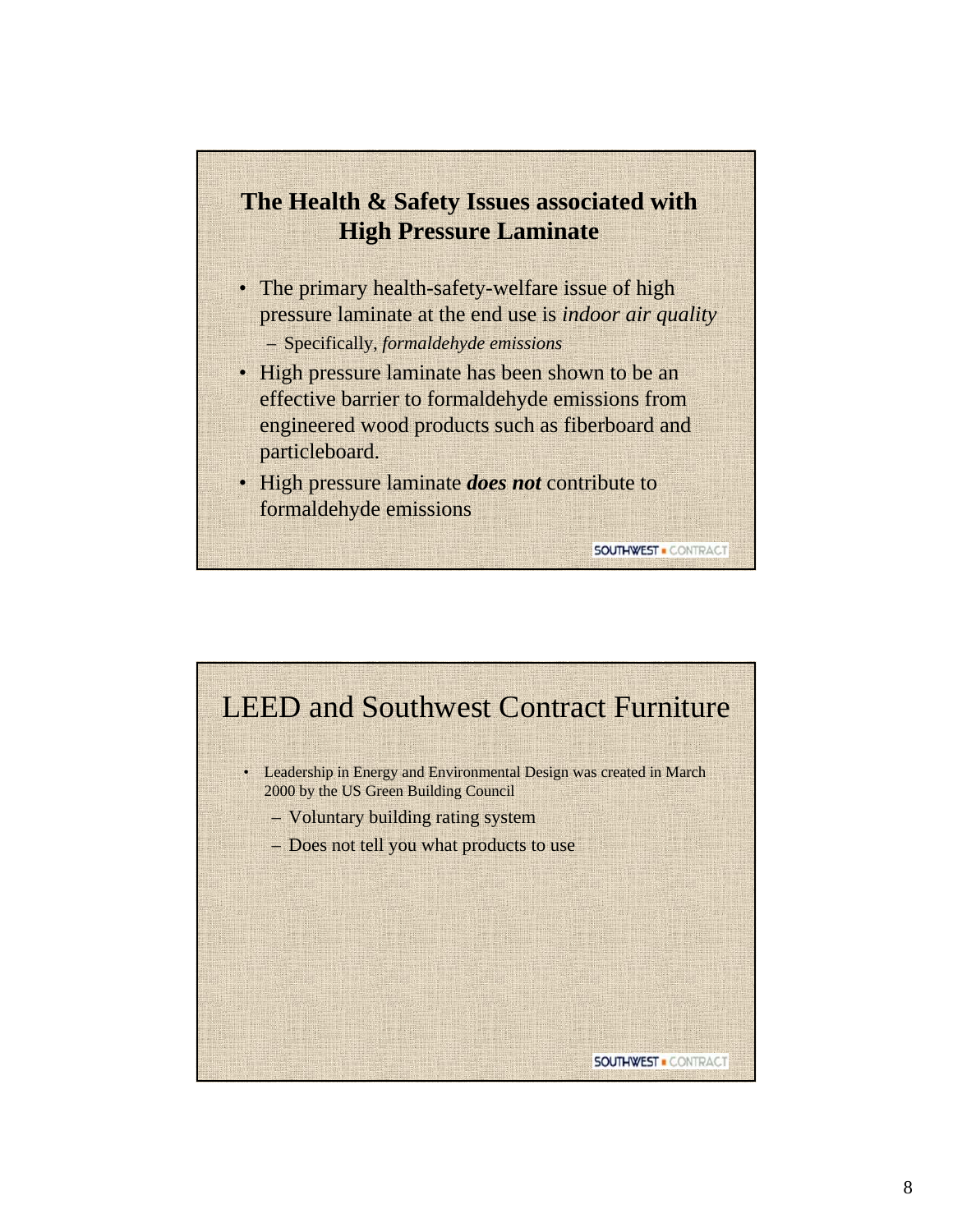## The Health & Safety Issues associated with High Pressure Laminate

- The primary health-safety-welfare issue of high pressure laminate at the end use is *indoor air quality*
  - Specifically, *formaldehyde emissions*
- High pressure laminate has been shown to be an effective barrier to formaldehyde emissions from engineered wood products such as fiberboard and particleboard.
- High pressure laminate ***does not*** contribute to formaldehyde emissions

SOUTHWEST CONTRACT

## LEED and Southwest Contract Furniture

- Leadership in Energy and Environmental Design was created in March 2000 by the US Green Building Council
  - Voluntary building rating system
  - Does not tell you what products to use

SOUTHWEST CONTRACT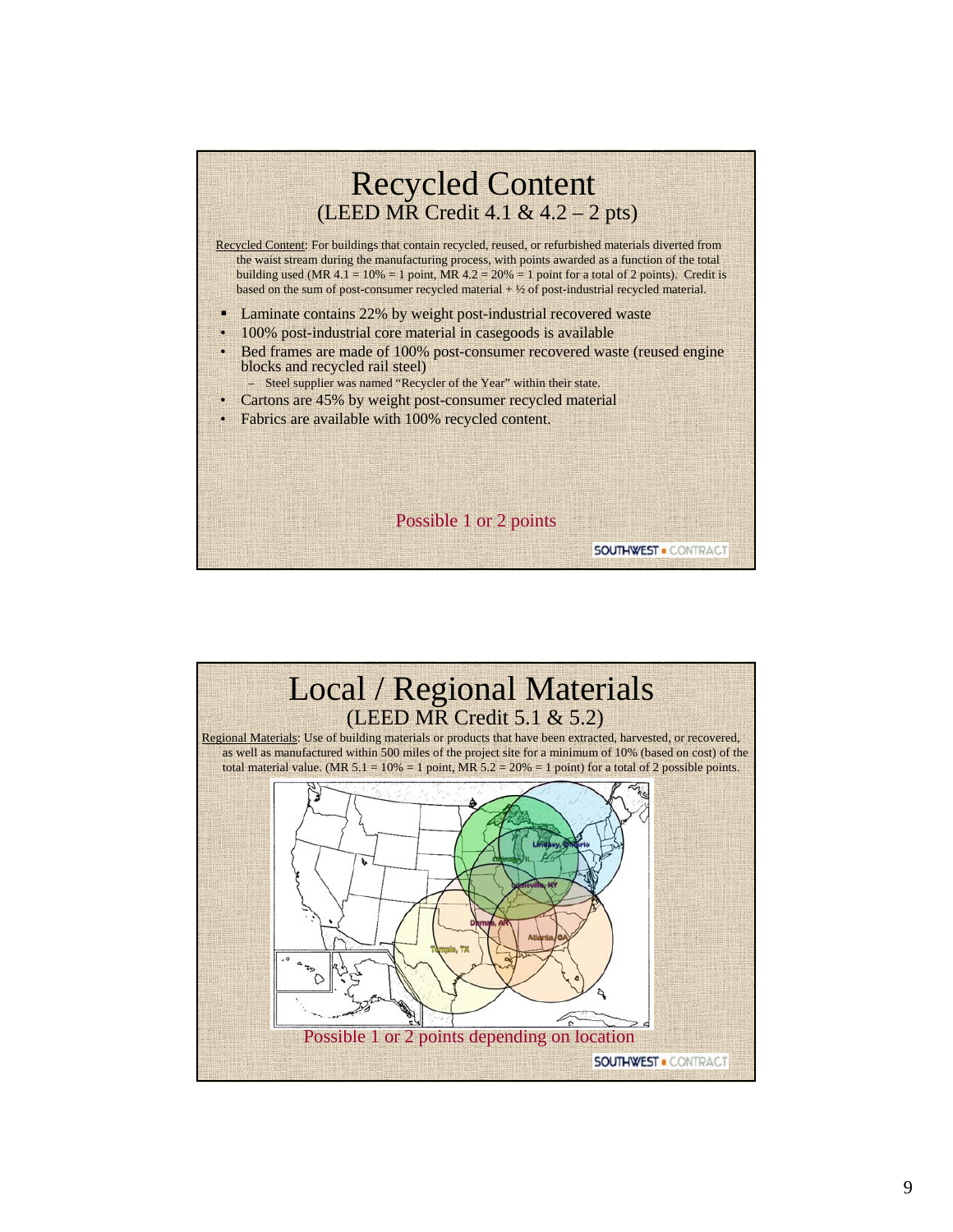# Recycled Content
## (LEED MR Credit 4.1 & 4.2 – 2 pts)

Recycled Content: For buildings that contain recycled, reused, or refurbished materials diverted from the waist stream during the manufacturing process, with points awarded as a function of the total building used (MR 4.1 = 10% = 1 point, MR 4.2 = 20% = 1 point for a total of 2 points). Credit is based on the sum of post-consumer recycled material + ½ of post-industrial recycled material.

- Laminate contains 22% by weight post-industrial recovered waste
- 100% post-industrial core material in casegoods is available
- Bed frames are made of 100% post-consumer recovered waste (reused engine blocks and recycled rail steel)
  - Steel supplier was named "Recycler of the Year" within their state.
- Cartons are 45% by weight post-consumer recycled material
- Fabrics are available with 100% recycled content.

Possible 1 or 2 points

SOUTHWEST ■ CONTRACT

# Local / Regional Materials
## (LEED MR Credit 5.1 & 5.2)

Regional Materials: Use of building materials or products that have been extracted, harvested, or recovered, as well as manufactured within 500 miles of the project site for a minimum of 10% (based on cost) of the total material value. (MR 5.1 = 10% = 1 point, MR 5.2 = 20% = 1 point) for a total of 2 possible points.

Lindsay, Ontario
Chicago, IL
Louisville, KY
Dumas, AR
Atlanta, GA
Temple, TX

Possible 1 or 2 points depending on location

SOUTHWEST ■ CONTRACT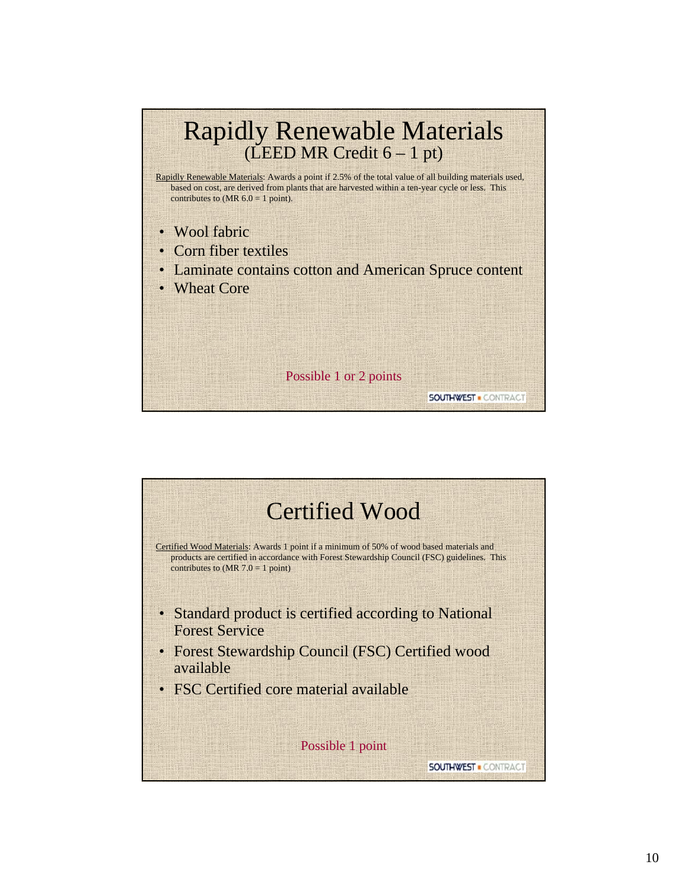# Rapidly Renewable Materials
## (LEED MR Credit 6 – 1 pt)

Rapidly Renewable Materials: Awards a point if 2.5% of the total value of all building materials used, based on cost, are derived from plants that are harvested within a ten-year cycle or less. This contributes to (MR 6.0 = 1 point).

- Wool fabric
- Corn fiber textiles
- Laminate contains cotton and American Spruce content
- Wheat Core

Possible 1 or 2 points

SOUTHWEST ▪ CONTRACT

# Certified Wood

Certified Wood Materials: Awards 1 point if a minimum of 50% of wood based materials and products are certified in accordance with Forest Stewardship Council (FSC) guidelines. This contributes to (MR 7.0 = 1 point)

- Standard product is certified according to National Forest Service
- Forest Stewardship Council (FSC) Certified wood available
- FSC Certified core material available

Possible 1 point

SOUTHWEST ▪ CONTRACT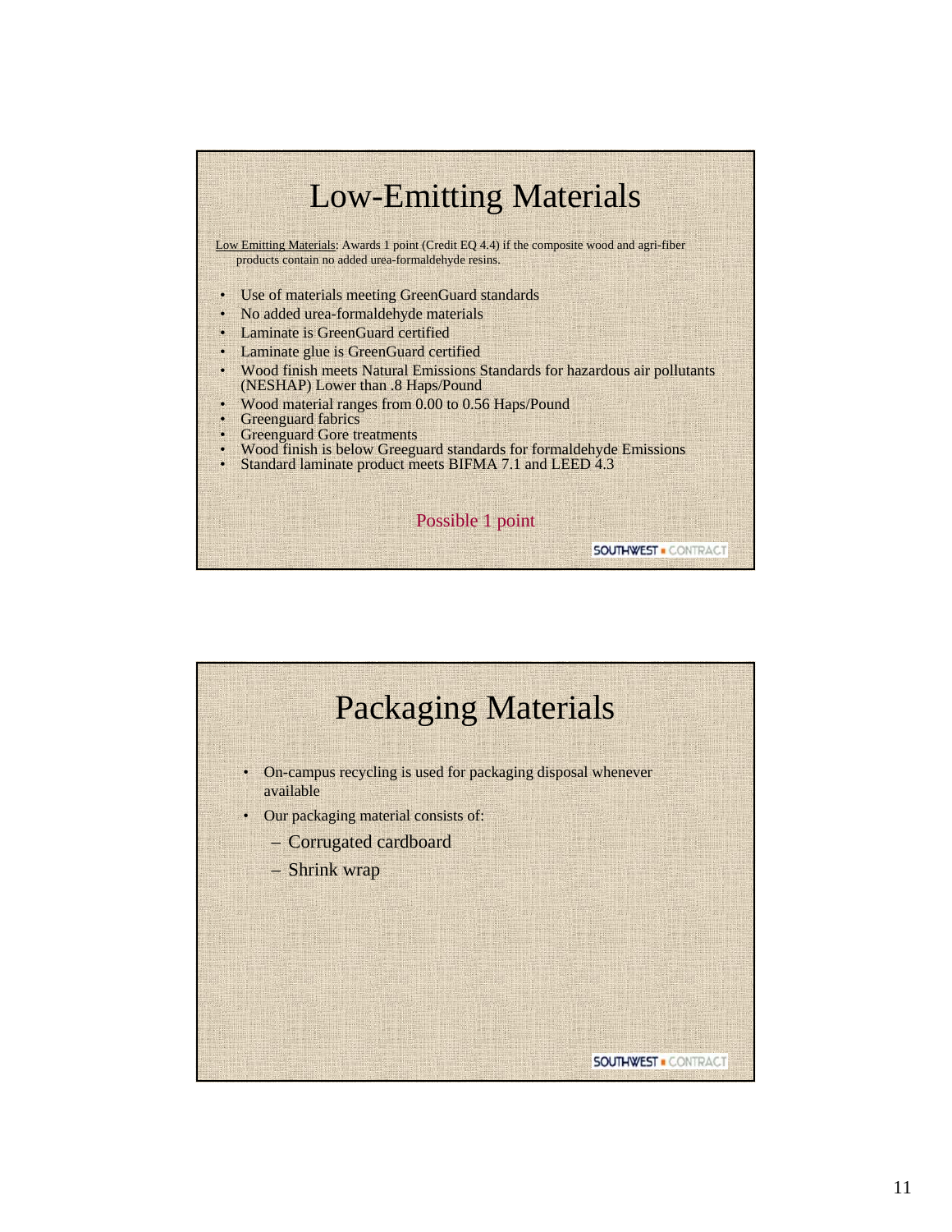# Low-Emitting Materials

Low Emitting Materials: Awards 1 point (Credit EQ 4.4) if the composite wood and agri-fiber products contain no added urea-formaldehyde resins.

- Use of materials meeting GreenGuard standards
- No added urea-formaldehyde materials
- Laminate is GreenGuard certified
- Laminate glue is GreenGuard certified
- Wood finish meets Natural Emissions Standards for hazardous air pollutants (NESHAP) Lower than .8 Haps/Pound
- Wood material ranges from 0.00 to 0.56 Haps/Pound
- Greenguard fabrics
- Greenguard Gore treatments
- Wood finish is below Greeguard standards for formaldehyde Emissions
- Standard laminate product meets BIFMA 7.1 and LEED 4.3

Possible 1 point

SOUTHWEST ▪ CONTRACT

# Packaging Materials

- On-campus recycling is used for packaging disposal whenever available
- Our packaging material consists of:
  - Corrugated cardboard
  - Shrink wrap

SOUTHWEST ▪ CONTRACT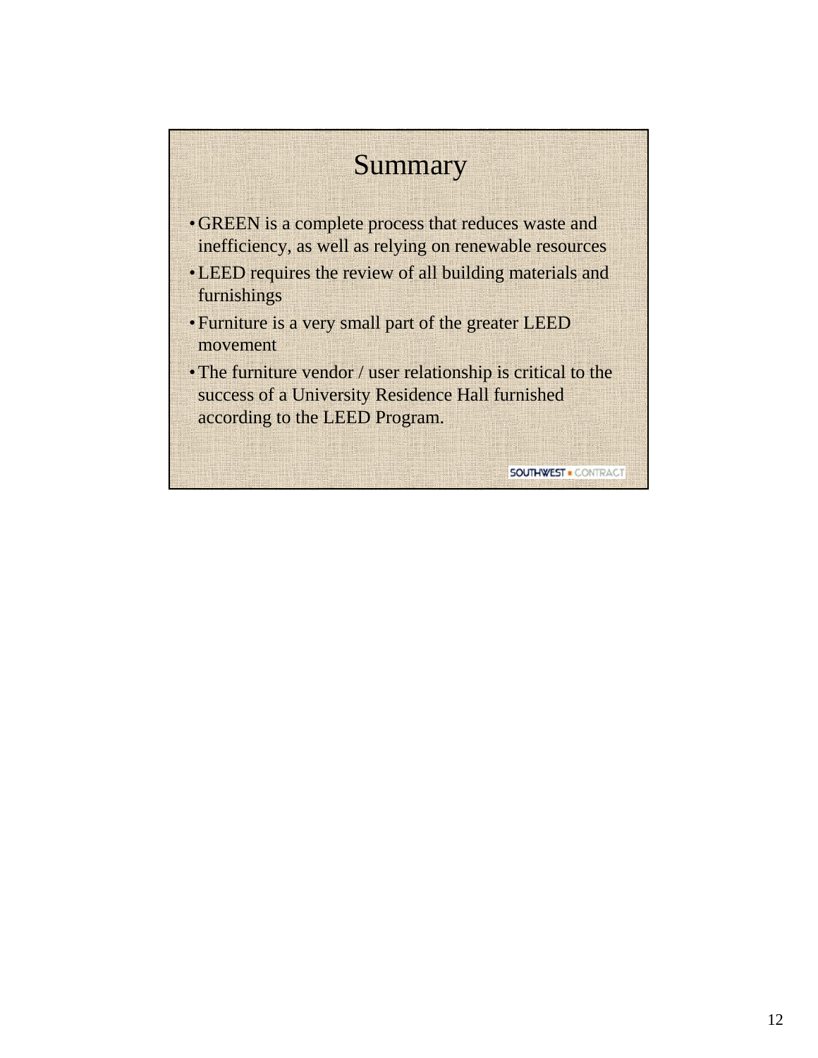# Summary

- GREEN is a complete process that reduces waste and inefficiency, as well as relying on renewable resources
- LEED requires the review of all building materials and furnishings
- Furniture is a very small part of the greater LEED movement
- The furniture vendor / user relationship is critical to the success of a University Residence Hall furnished according to the LEED Program.

SOUTHWEST ▪ CONTRACT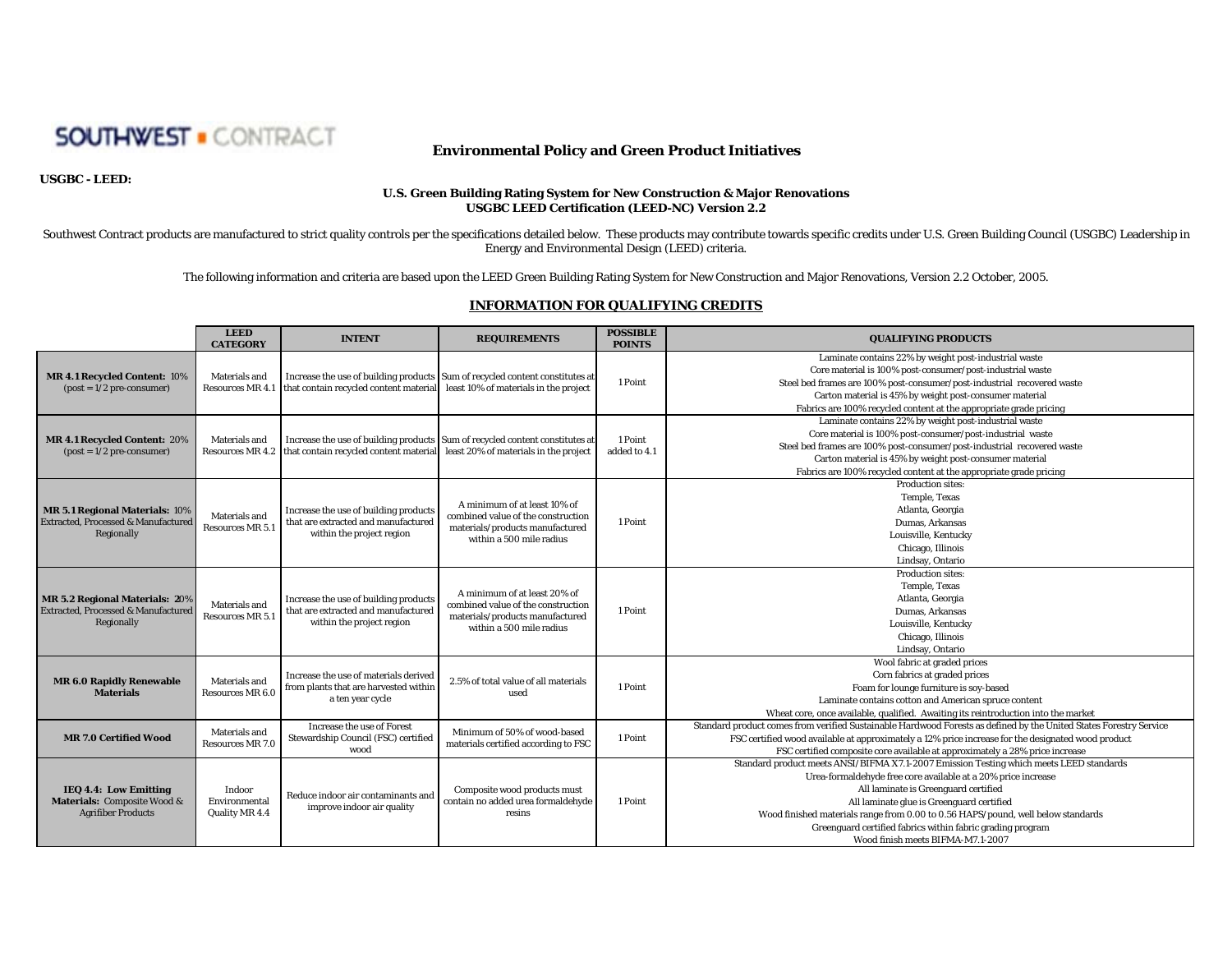SOUTHWEST ■ CONTRACT

# Environmental Policy and Green Product Initiatives

**USGBC - LEED:**

**U.S. Green Building Rating System for New Construction & Major Renovations**
**USGBC LEED Certification (LEED-NC) Version 2.2**

Southwest Contract products are manufactured to strict quality controls per the specifications detailed below. These products may contribute towards specific credits under U.S. Green Building Council (USGBC) Leadership in Energy and Environmental Design (LEED) criteria.

The following information and criteria are based upon the LEED Green Building Rating System for New Construction and Major Renovations, Version 2.2 October, 2005.

## INFORMATION FOR QUALIFYING CREDITS

| | LEED CATEGORY | INTENT | REQUIREMENTS | POSSIBLE POINTS | QUALIFYING PRODUCTS |
|---|---|---|---|---|---|
| **MR 4.1 Recycled Content:** 10% (post = 1/2 pre-consumer) | Materials and Resources MR 4.1 | Increase the use of building products that contain recycled content material | Sum of recycled content constitutes at least 10% of materials in the project | 1 Point | Laminate contains 22% by weight post-industrial waste<br>Core material is 100% post-consumer/post-industrial waste<br>Steel bed frames are 100% post-consumer/post-industrial recovered waste<br>Carton material is 45% by weight post-consumer material<br>Fabrics are 100% recycled content at the appropriate grade pricing |
| **MR 4.1 Recycled Content:** 20% (post = 1/2 pre-consumer) | Materials and Resources MR 4.2 | Increase the use of building products that contain recycled content material | Sum of recycled content constitutes at least 20% of materials in the project | 1 Point added to 4.1 | Laminate contains 22% by weight post-industrial waste<br>Core material is 100% post-consumer/post-industrial waste<br>Steel bed frames are 100% post-consumer/post-industrial recovered waste<br>Carton material is 45% by weight post-consumer material<br>Fabrics are 100% recycled content at the appropriate grade pricing |
| **MR 5.1 Regional Materials:** 10% Extracted, Processed & Manufactured Regionally | Materials and Resources MR 5.1 | Increase the use of building products that are extracted and manufactured within the project region | A minimum of at least 10% of combined value of the construction materials/products manufactured within a 500 mile radius | 1 Point | Production sites:<br>Temple, Texas<br>Atlanta, Georgia<br>Dumas, Arkansas<br>Louisville, Kentucky<br>Chicago, Illinois<br>Lindsay, Ontario |
| **MR 5.2 Regional Materials:** 20% Extracted, Processed & Manufactured Regionally | Materials and Resources MR 5.1 | Increase the use of building products that are extracted and manufactured within the project region | A minimum of at least 20% of combined value of the construction materials/products manufactured within a 500 mile radius | 1 Point | Production sites:<br>Temple, Texas<br>Atlanta, Georgia<br>Dumas, Arkansas<br>Louisville, Kentucky<br>Chicago, Illinois<br>Lindsay, Ontario |
| **MR 6.0 Rapidly Renewable Materials** | Materials and Resources MR 6.0 | Increase the use of materials derived from plants that are harvested within a ten year cycle | 2.5% of total value of all materials used | 1 Point | Wool fabric at graded prices<br>Corn fabrics at graded prices<br>Foam for lounge furniture is soy-based<br>Laminate contains cotton and American spruce content<br>Wheat core, once available, qualified. Awaiting its reintroduction into the market |
| **MR 7.0 Certified Wood** | Materials and Resources MR 7.0 | Increase the use of Forest Stewardship Council (FSC) certified wood | Minimum of 50% of wood-based materials certified according to FSC | 1 Point | Standard product comes from verified Sustainable Hardwood Forests as defined by the United States Forestry Service<br>FSC certified wood available at approximately a 12% price increase for the designated wood product<br>FSC certified composite core available at approximately a 28% price increase |
| **IEQ 4.4: Low Emitting Materials:** Composite Wood & Agrifiber Products | Indoor Environmental Quality MR 4.4 | Reduce indoor air contaminants and improve indoor air quality | Composite wood products must contain no added urea formaldehyde resins | 1 Point | Standard product meets ANSI/BIFMA X7.1-2007 Emission Testing which meets LEED standards<br>Urea-formaldehyde free core available at a 20% price increase<br>All laminate is Greenguard certified<br>All laminate glue is Greenguard certified<br>Wood finished materials range from 0.00 to 0.56 HAPS/pound, well below standards<br>Greenguard certified fabrics within fabric grading program<br>Wood finish meets BIFMA-M7.1-2007 |